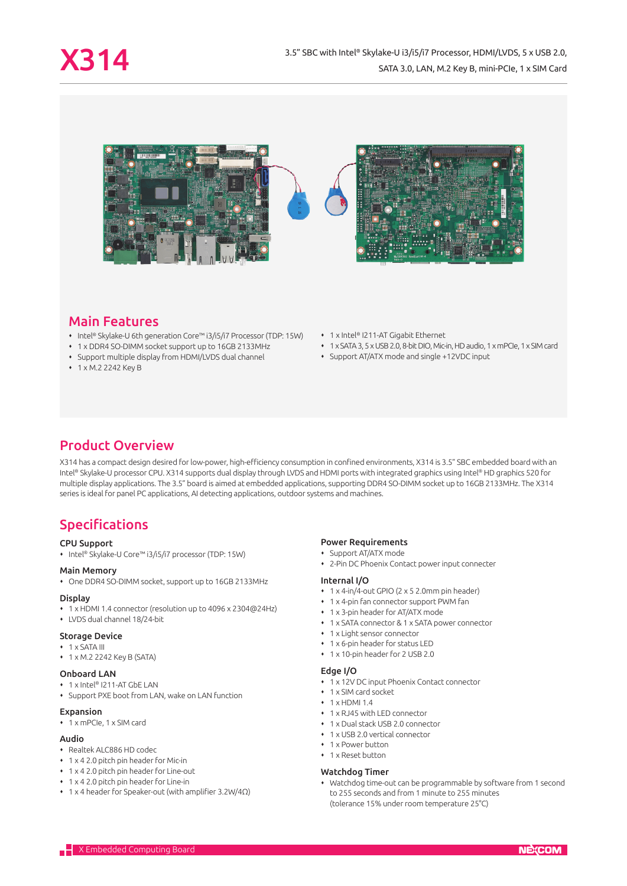# X314

3.5" SBC with Intel® Skylake-U i3/i5/i7 Processor, HDMI/LVDS, 5 x USB 2.0, SATA 3.0, LAN, M.2 Key B, mini-PCIe, 1 x SIM Card

## Main Features

- Intel® Skylake-U 6th generation Core™ i3/i5/i7 Processor (TDP: 15W)
- 1 x DDR4 SO-DIMM socket support up to 16GB 2133MHz
- Support multiple display from HDMI/LVDS dual channel
- 1 x M.2 2242 Key B
- 1 x Intel® I211-AT Gigabit Ethernet
- 1 x SATA 3, 5 x USB 2.0, 8-bit DIO, Mic-in, HD audio, 1 x mPCIe, 1 x SIM card
- Support AT/ATX mode and single +12VDC input

## Product Overview

X314 has a compact design desired for low-power, high-efficiency consumption in confined environments, X314 is 3.5" SBC embedded board with an Intel® Skylake-U processor CPU. X314 supports dual display through LVDS and HDMI ports with integrated graphics using Intel® HD graphics 520 for multiple display applications. The 3.5" board is aimed at embedded applications, supporting DDR4 SO-DIMM socket up to 16GB 2133MHz. The X314 series is ideal for panel PC applications, AI detecting applications, outdoor systems and machines.

## Specifications

### CPU Support
- Intel® Skylake-U Core™ i3/i5/i7 processor (TDP: 15W)

### Main Memory
- One DDR4 SO-DIMM socket, support up to 16GB 2133MHz

### Display
- 1 x HDMI 1.4 connector (resolution up to 4096 x 2304@24Hz)
- LVDS dual channel 18/24-bit

### Storage Device
- 1 x SATA III
- 1 x M.2 2242 Key B (SATA)

### Onboard LAN
- 1 x Intel® I211-AT GbE LAN
- Support PXE boot from LAN, wake on LAN function

### Expansion
- 1 x mPCIe, 1 x SIM card

### Audio
- Realtek ALC886 HD codec
- 1 x 4 2.0 pitch pin header for Mic-in
- 1 x 4 2.0 pitch pin header for Line-out
- 1 x 4 2.0 pitch pin header for Line-in
- 1 x 4 header for Speaker-out (with amplifier 3.2W/4Ω)

### Power Requirements
- Support AT/ATX mode
- 2-Pin DC Phoenix Contact power input connecter

### Internal I/O
- 1 x 4-in/4-out GPIO (2 x 5 2.0mm pin header)
- 1 x 4-pin fan connector support PWM fan
- 1 x 3-pin header for AT/ATX mode
- 1 x SATA connector & 1 x SATA power connector
- 1 x Light sensor connector
- 1 x 6-pin header for status LED
- 1 x 10-pin header for 2 USB 2.0

### Edge I/O
- 1 x 12V DC input Phoenix Contact connector
- 1 x SIM card socket
- 1 x HDMI 1.4
- 1 x RJ45 with LED connector
- 1 x Dual stack USB 2.0 connector
- 1 x USB 2.0 vertical connector
- 1 x Power button
- 1 x Reset button

### Watchdog Timer
- Watchdog time-out can be programmable by software from 1 second to 255 seconds and from 1 minute to 255 minutes (tolerance 15% under room temperature 25°C)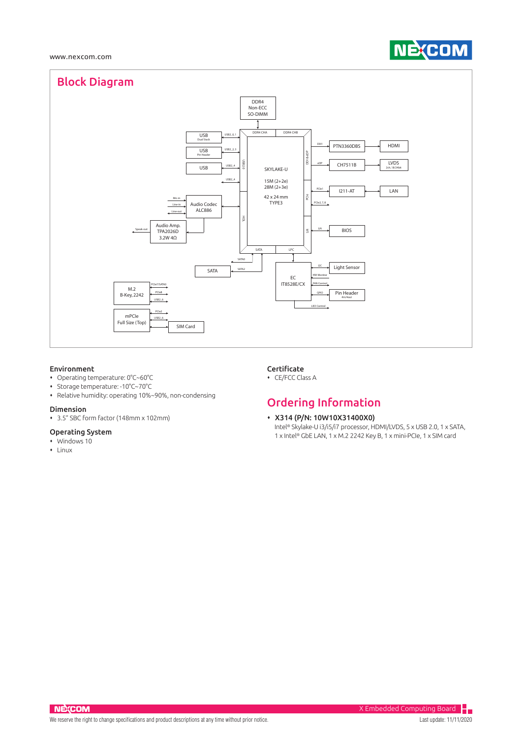## Block Diagram

DDR4
Non-ECC
SO-DIMM

DDR4 CHA
DDR4 CHB

SKYLAKE-U
15M (2+2e)
28M (2+3e)
42 x 24 mm
TYPE3

USB
Dual Stack
USB2_0_1

USB
Pin Header
USB2_2_3

USB
USB2_4

USB2_4

USB2.0

HDA

Mic-in
Line-in
Line-out
Audio Codec
ALC886

Speak-out
Audio Amp.
TPA2026D
3.2W 4Ω

DDI1
PTN3360DBS
HDMI

DDI & eDP
eDP
CH7511B
LVDS
2ch, 18/24bit

PCIe
PCIe1
I211-AT
LAN
PCIe2, 7, 8

SPI
SPI
BIOS

SATA
LPC

SATA0
SATA2
SATA

EC
IT8528E/CX
I2C
Light Sensor
HW Monitor
FAN Control
GPIO
Pin Header
4in/4out
LED Control

M.2
B-Key, 2242
PCIe7/SATA0
PCIe8
USB2_6

mPCIe
Full Size (Top)
PCIe2
USB2_6
SIM Card

### Environment
- Operating temperature: 0°C~60°C
- Storage temperature: -10°C~70°C
- Relative humidity: operating 10%~90%, non-condensing

### Dimension
- 3.5" SBC form factor (148mm x 102mm)

### Operating System
- Windows 10
- Linux

### Certificate
- CE/FCC Class A

## Ordering Information
- **X314 (P/N: 10W10X31400X0)**
  Intel® Skylake-U i3/i5/i7 processor, HDMI/LVDS, 5 x USB 2.0, 1 x SATA, 1 x Intel® GbE LAN, 1 x M.2 2242 Key B, 1 x mini-PCIe, 1 x SIM card

We reserve the right to change specifications and product descriptions at any time without prior notice.